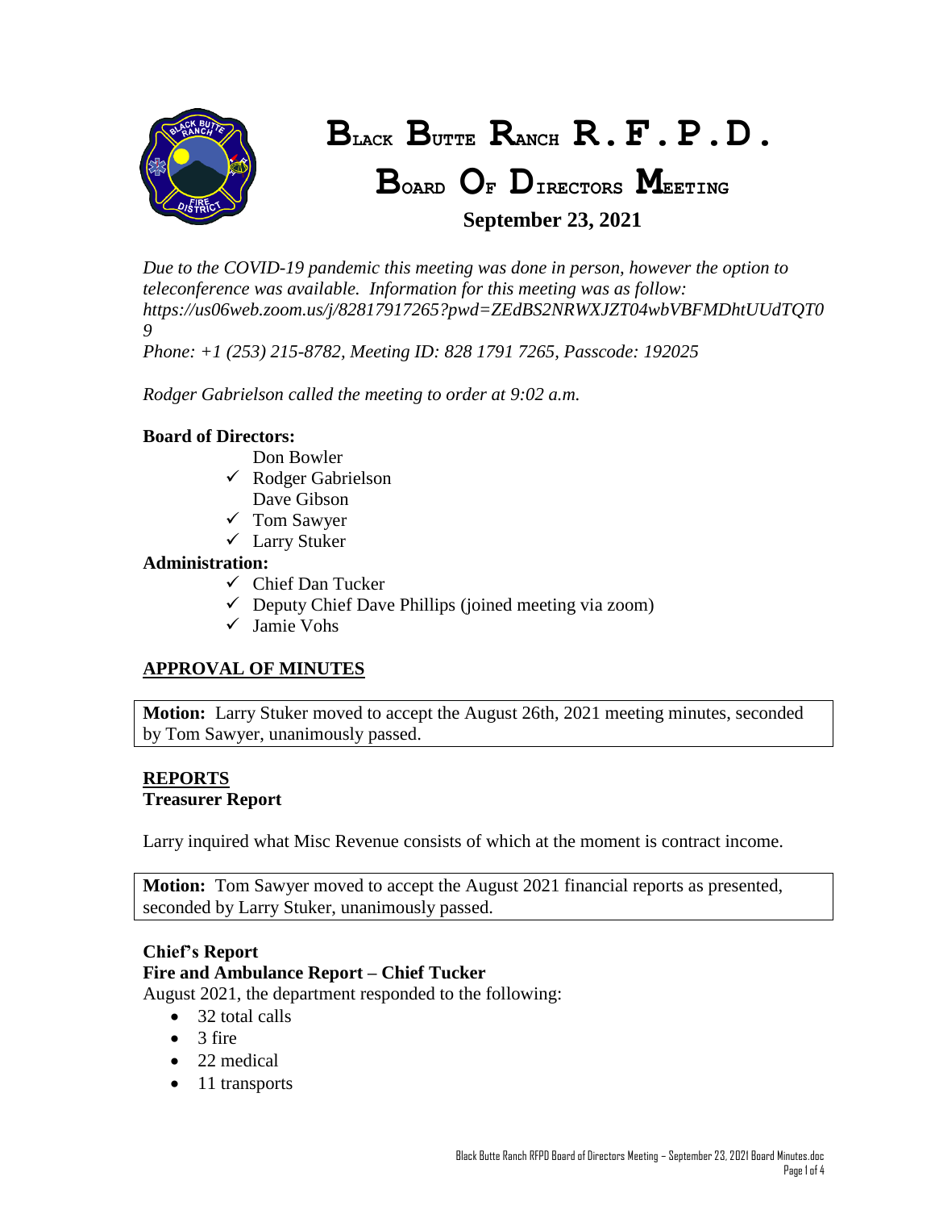# BLACK BUTTE RANCH R.F.P.D.

## BOARD OF DIRECTORS MEETING

### September 23, 2021

*Due to the COVID-19 pandemic this meeting was done in person, however the option to teleconference was available. Information for this meeting was as follow: https://us06web.zoom.us/j/82817917265?pwd=ZEdBS2NRWXJZT04wbVBFMDhtUUdTQT09*

*Phone: +1 (253) 215-8782, Meeting ID: 828 1791 7265, Passcode: 192025*

*Rodger Gabrielson called the meeting to order at 9:02 a.m.*

**Board of Directors:**

- Don Bowler
- ✓ Rodger Gabrielson
- Dave Gibson
- ✓ Tom Sawyer
- ✓ Larry Stuker

**Administration:**

- ✓ Chief Dan Tucker
- ✓ Deputy Chief Dave Phillips (joined meeting via zoom)
- ✓ Jamie Vohs

## APPROVAL OF MINUTES

**Motion:** Larry Stuker moved to accept the August 26th, 2021 meeting minutes, seconded by Tom Sawyer, unanimously passed.

## REPORTS

**Treasurer Report**

Larry inquired what Misc Revenue consists of which at the moment is contract income.

**Motion:** Tom Sawyer moved to accept the August 2021 financial reports as presented, seconded by Larry Stuker, unanimously passed.

**Chief's Report**

**Fire and Ambulance Report – Chief Tucker**

August 2021, the department responded to the following:

- 32 total calls
- 3 fire
- 22 medical
- 11 transports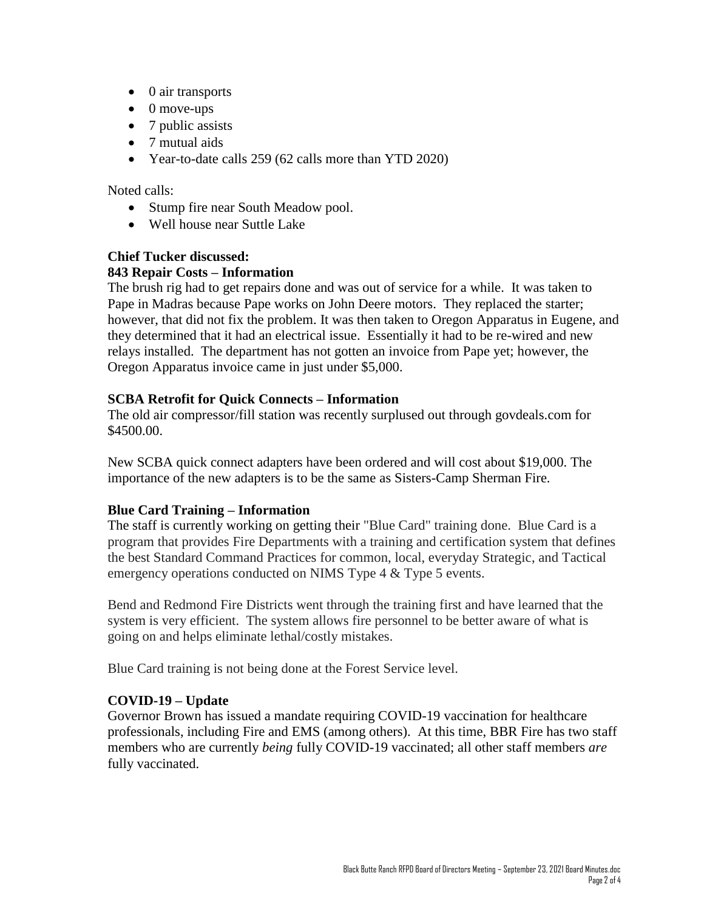- 0 air transports
- 0 move-ups
- 7 public assists
- 7 mutual aids
- Year-to-date calls 259 (62 calls more than YTD 2020)

Noted calls:

- Stump fire near South Meadow pool.
- Well house near Suttle Lake

**Chief Tucker discussed:**

**843 Repair Costs – Information**

The brush rig had to get repairs done and was out of service for a while. It was taken to Pape in Madras because Pape works on John Deere motors. They replaced the starter; however, that did not fix the problem. It was then taken to Oregon Apparatus in Eugene, and they determined that it had an electrical issue. Essentially it had to be re-wired and new relays installed. The department has not gotten an invoice from Pape yet; however, the Oregon Apparatus invoice came in just under $5,000.

**SCBA Retrofit for Quick Connects – Information**

The old air compressor/fill station was recently surplused out through govdeals.com for $4500.00.

New SCBA quick connect adapters have been ordered and will cost about $19,000. The importance of the new adapters is to be the same as Sisters-Camp Sherman Fire.

**Blue Card Training – Information**

The staff is currently working on getting their "Blue Card" training done. Blue Card is a program that provides Fire Departments with a training and certification system that defines the best Standard Command Practices for common, local, everyday Strategic, and Tactical emergency operations conducted on NIMS Type 4 & Type 5 events.

Bend and Redmond Fire Districts went through the training first and have learned that the system is very efficient. The system allows fire personnel to be better aware of what is going on and helps eliminate lethal/costly mistakes.

Blue Card training is not being done at the Forest Service level.

**COVID-19 – Update**

Governor Brown has issued a mandate requiring COVID-19 vaccination for healthcare professionals, including Fire and EMS (among others). At this time, BBR Fire has two staff members who are currently *being* fully COVID-19 vaccinated; all other staff members *are* fully vaccinated.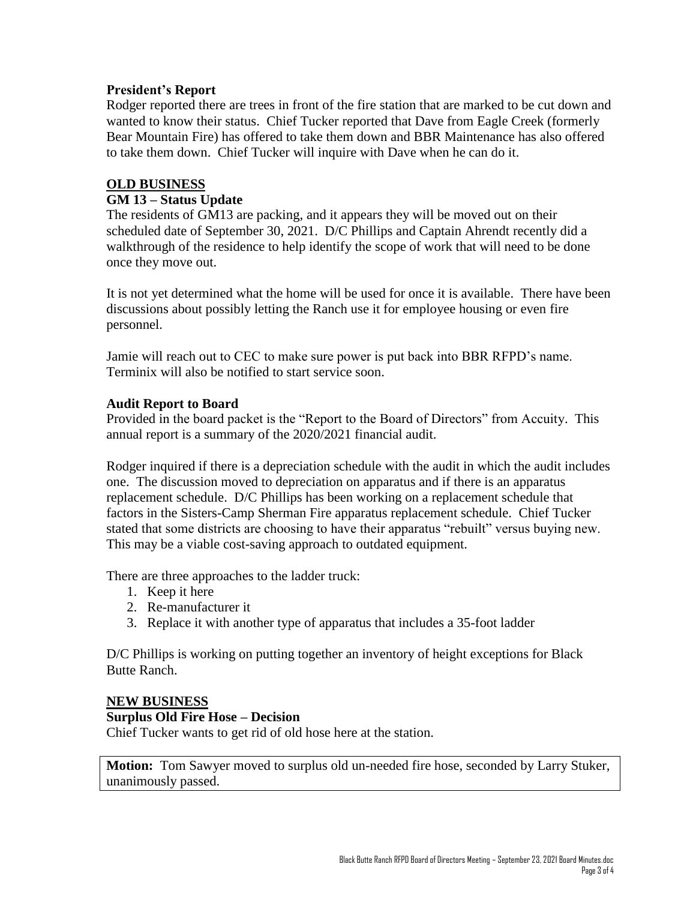**President's Report**

Rodger reported there are trees in front of the fire station that are marked to be cut down and wanted to know their status. Chief Tucker reported that Dave from Eagle Creek (formerly Bear Mountain Fire) has offered to take them down and BBR Maintenance has also offered to take them down. Chief Tucker will inquire with Dave when he can do it.

## OLD BUSINESS

**GM 13 – Status Update**

The residents of GM13 are packing, and it appears they will be moved out on their scheduled date of September 30, 2021. D/C Phillips and Captain Ahrendt recently did a walkthrough of the residence to help identify the scope of work that will need to be done once they move out.

It is not yet determined what the home will be used for once it is available. There have been discussions about possibly letting the Ranch use it for employee housing or even fire personnel.

Jamie will reach out to CEC to make sure power is put back into BBR RFPD's name. Terminix will also be notified to start service soon.

**Audit Report to Board**

Provided in the board packet is the "Report to the Board of Directors" from Accuity. This annual report is a summary of the 2020/2021 financial audit.

Rodger inquired if there is a depreciation schedule with the audit in which the audit includes one. The discussion moved to depreciation on apparatus and if there is an apparatus replacement schedule. D/C Phillips has been working on a replacement schedule that factors in the Sisters-Camp Sherman Fire apparatus replacement schedule. Chief Tucker stated that some districts are choosing to have their apparatus "rebuilt" versus buying new. This may be a viable cost-saving approach to outdated equipment.

There are three approaches to the ladder truck:

1. Keep it here
2. Re-manufacturer it
3. Replace it with another type of apparatus that includes a 35-foot ladder

D/C Phillips is working on putting together an inventory of height exceptions for Black Butte Ranch.

## NEW BUSINESS

**Surplus Old Fire Hose – Decision**

Chief Tucker wants to get rid of old hose here at the station.

**Motion:** Tom Sawyer moved to surplus old un-needed fire hose, seconded by Larry Stuker, unanimously passed.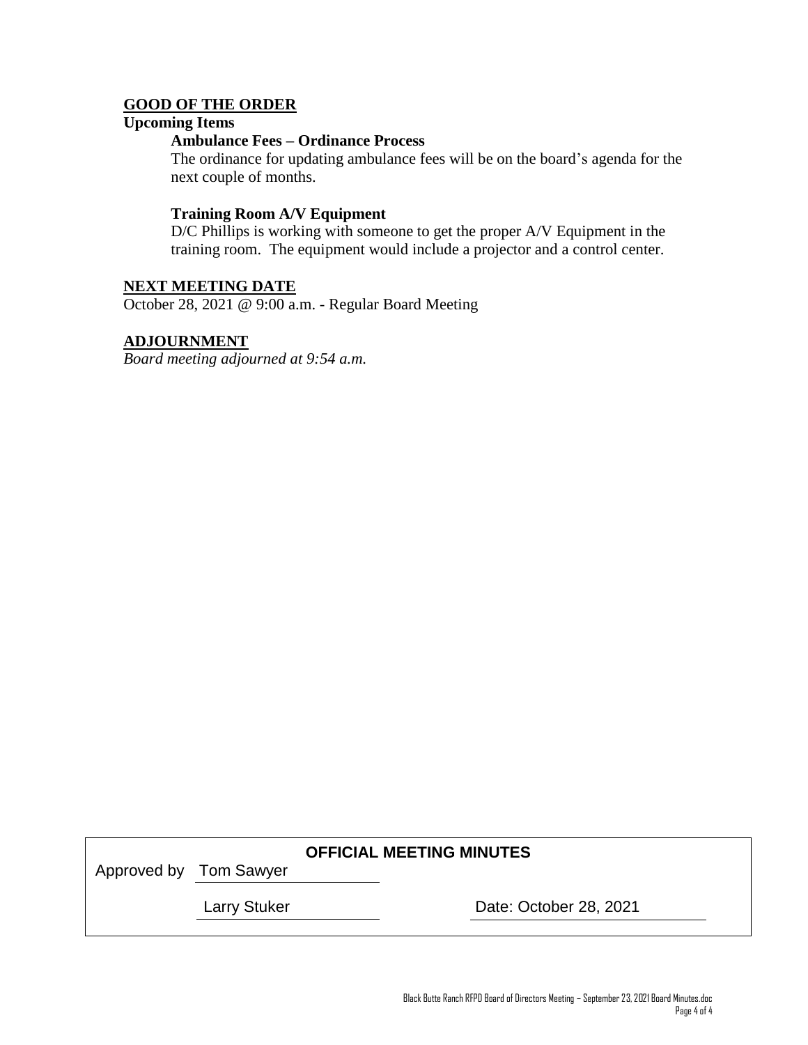## GOOD OF THE ORDER

**Upcoming Items**

**Ambulance Fees – Ordinance Process**

The ordinance for updating ambulance fees will be on the board's agenda for the next couple of months.

**Training Room A/V Equipment**

D/C Phillips is working with someone to get the proper A/V Equipment in the training room. The equipment would include a projector and a control center.

## NEXT MEETING DATE

October 28, 2021 @ 9:00 a.m. - Regular Board Meeting

## ADJOURNMENT

*Board meeting adjourned at 9:54 a.m.*

**OFFICIAL MEETING MINUTES**

Approved by Tom Sawyer

Larry Stuker

Date: October 28, 2021